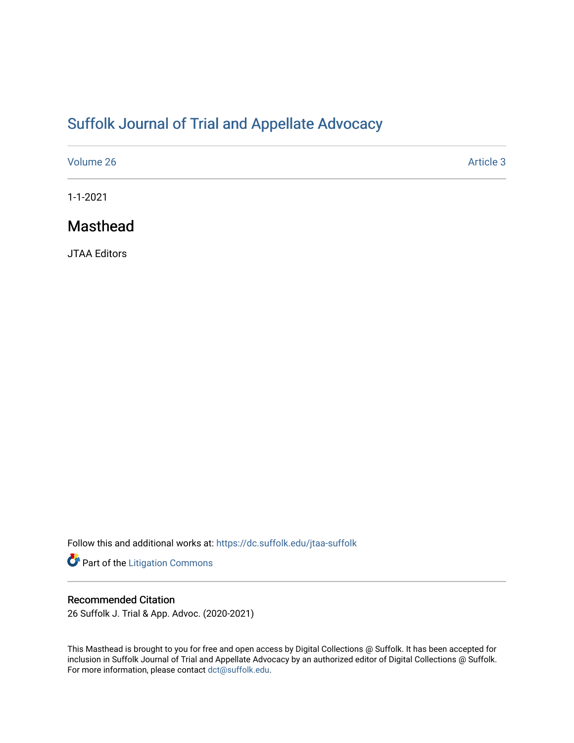# Suffolk Journal of Trial and Appellate Advocacy

Volume 26 Article 3

1-1-2021

## Masthead

JTAA Editors

Follow this and additional works at: https://dc.suffolk.edu/jtaa-suffolk

Part of the Litigation Commons

### Recommended Citation

26 Suffolk J. Trial & App. Advoc. (2020-2021)

This Masthead is brought to you for free and open access by Digital Collections @ Suffolk. It has been accepted for inclusion in Suffolk Journal of Trial and Appellate Advocacy by an authorized editor of Digital Collections @ Suffolk. For more information, please contact dct@suffolk.edu.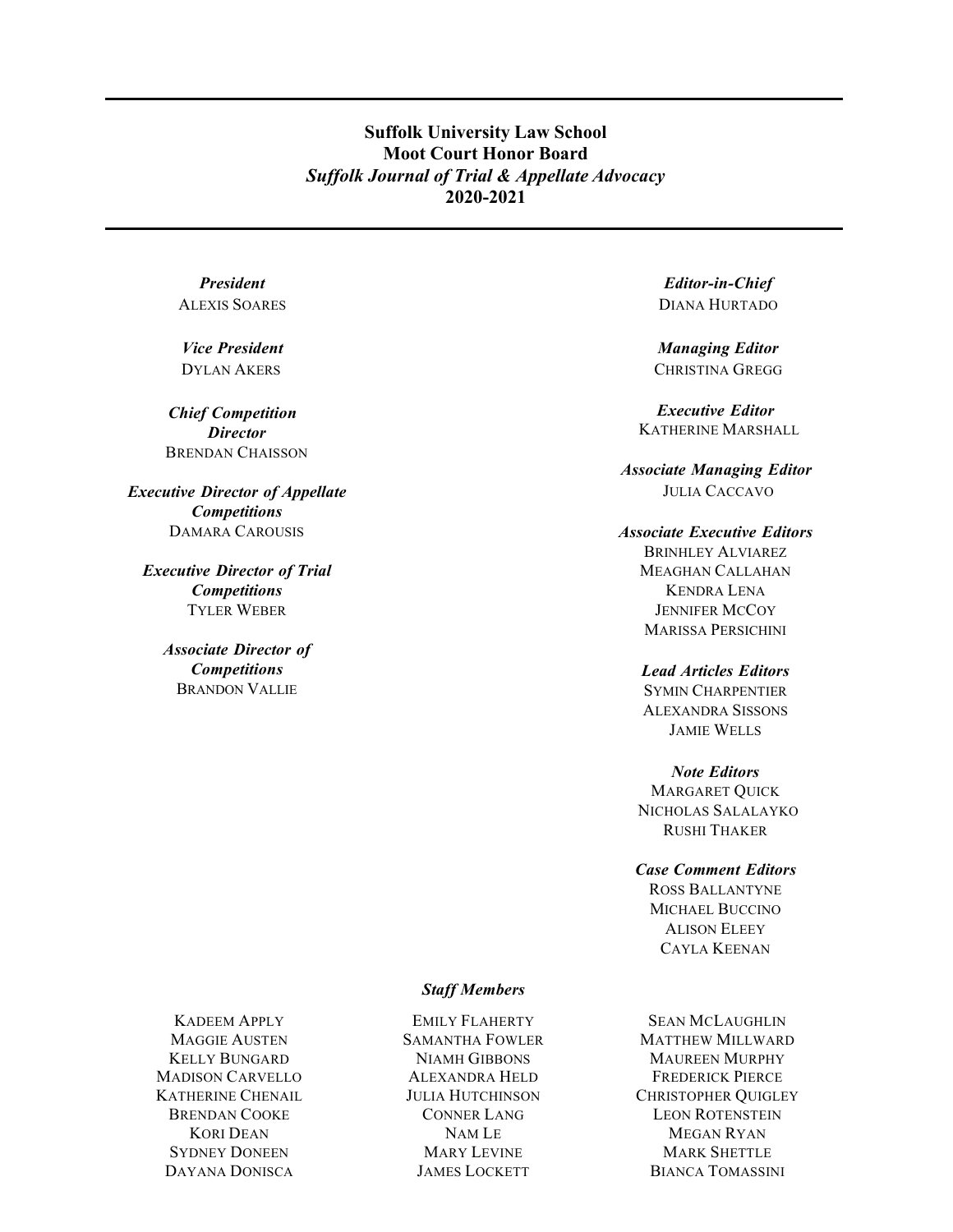**Suffolk University Law School**
**Moot Court Honor Board**
***Suffolk Journal of Trial & Appellate Advocacy***
**2020-2021**

***President***
ALEXIS SOARES

***Vice President***
DYLAN AKERS

***Chief Competition Director***
BRENDAN CHAISSON

***Executive Director of Appellate Competitions***
DAMARA CAROUSIS

***Executive Director of Trial Competitions***
TYLER WEBER

***Associate Director of Competitions***
BRANDON VALLIE

***Editor-in-Chief***
DIANA HURTADO

***Managing Editor***
CHRISTINA GREGG

***Executive Editor***
KATHERINE MARSHALL

***Associate Managing Editor***
JULIA CACCAVO

***Associate Executive Editors***
BRINHLEY ALVIAREZ
MEAGHAN CALLAHAN
KENDRA LENA
JENNIFER MCCOY
MARISSA PERSICHINI

***Lead Articles Editors***
SYMIN CHARPENTIER
ALEXANDRA SISSONS
JAMIE WELLS

***Note Editors***
MARGARET QUICK
NICHOLAS SALALAYKO
RUSHI THAKER

***Case Comment Editors***
ROSS BALLANTYNE
MICHAEL BUCCINO
ALISON ELEEY
CAYLA KEENAN

***Staff Members***

KADEEM APPLY
MAGGIE AUSTEN
KELLY BUNGARD
MADISON CARVELLO
KATHERINE CHENAIL
BRENDAN COOKE
KORI DEAN
SYDNEY DONEEN
DAYANA DONISCA
EMILY FLAHERTY
SAMANTHA FOWLER
NIAMH GIBBONS
ALEXANDRA HELD
JULIA HUTCHINSON
CONNER LANG
NAM LE
MARY LEVINE
JAMES LOCKETT
SEAN MCLAUGHLIN
MATTHEW MILLWARD
MAUREEN MURPHY
FREDERICK PIERCE
CHRISTOPHER QUIGLEY
LEON ROTENSTEIN
MEGAN RYAN
MARK SHETTLE
BIANCA TOMASSINI